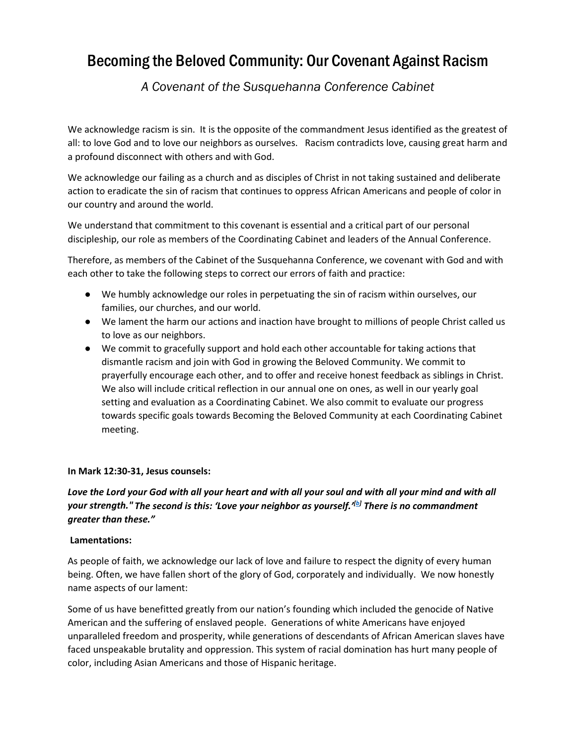# Becoming the Beloved Community: Our Covenant Against Racism

*A Covenant of the Susquehanna Conference Cabinet*

We acknowledge racism is sin. It is the opposite of the commandment Jesus identified as the greatest of all: to love God and to love our neighbors as ourselves. Racism contradicts love, causing great harm and a profound disconnect with others and with God.

We acknowledge our failing as a church and as disciples of Christ in not taking sustained and deliberate action to eradicate the sin of racism that continues to oppress African Americans and people of color in our country and around the world.

We understand that commitment to this covenant is essential and a critical part of our personal discipleship, our role as members of the Coordinating Cabinet and leaders of the Annual Conference.

Therefore, as members of the Cabinet of the Susquehanna Conference, we covenant with God and with each other to take the following steps to correct our errors of faith and practice:

- We humbly acknowledge our roles in perpetuating the sin of racism within ourselves, our families, our churches, and our world.
- We lament the harm our actions and inaction have brought to millions of people Christ called us to love as our neighbors.
- We commit to gracefully support and hold each other accountable for taking actions that dismantle racism and join with God in growing the Beloved Community. We commit to prayerfully encourage each other, and to offer and receive honest feedback as siblings in Christ. We also will include critical reflection in our annual one on ones, as well in our yearly goal setting and evaluation as a Coordinating Cabinet. We also commit to evaluate our progress towards specific goals towards Becoming the Beloved Community at each Coordinating Cabinet meeting.

**In Mark 12:30-31, Jesus counsels:**

***Love the Lord your God with all your heart and with all your soul and with all your mind and with all your strength." The second is this: 'Love your neighbor as yourself.'[b] There is no commandment greater than these."***

**Lamentations:**

As people of faith, we acknowledge our lack of love and failure to respect the dignity of every human being. Often, we have fallen short of the glory of God, corporately and individually. We now honestly name aspects of our lament:

Some of us have benefitted greatly from our nation's founding which included the genocide of Native American and the suffering of enslaved people. Generations of white Americans have enjoyed unparalleled freedom and prosperity, while generations of descendants of African American slaves have faced unspeakable brutality and oppression. This system of racial domination has hurt many people of color, including Asian Americans and those of Hispanic heritage.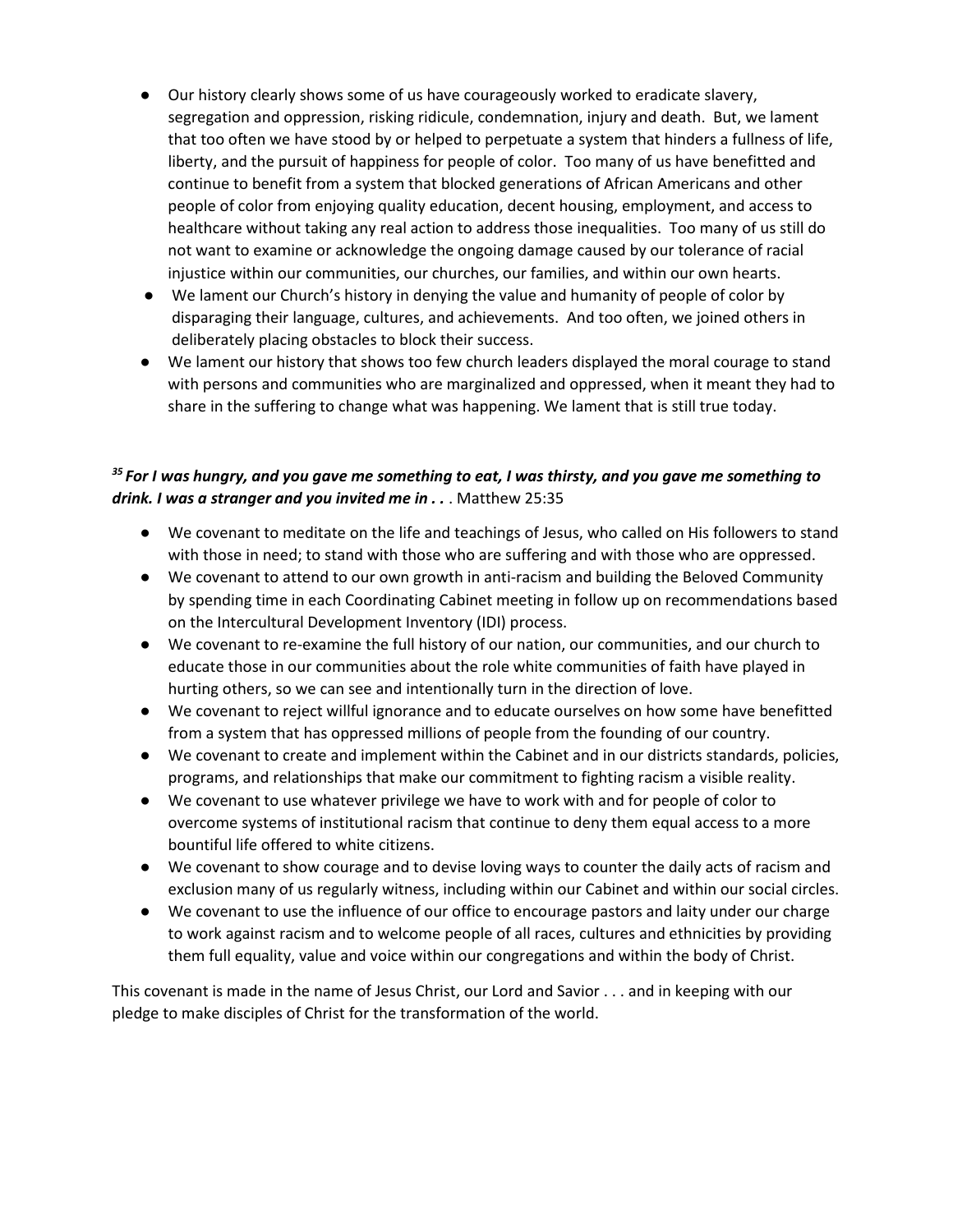- Our history clearly shows some of us have courageously worked to eradicate slavery, segregation and oppression, risking ridicule, condemnation, injury and death. But, we lament that too often we have stood by or helped to perpetuate a system that hinders a fullness of life, liberty, and the pursuit of happiness for people of color. Too many of us have benefitted and continue to benefit from a system that blocked generations of African Americans and other people of color from enjoying quality education, decent housing, employment, and access to healthcare without taking any real action to address those inequalities. Too many of us still do not want to examine or acknowledge the ongoing damage caused by our tolerance of racial injustice within our communities, our churches, our families, and within our own hearts.
- We lament our Church's history in denying the value and humanity of people of color by disparaging their language, cultures, and achievements. And too often, we joined others in deliberately placing obstacles to block their success.
- We lament our history that shows too few church leaders displayed the moral courage to stand with persons and communities who are marginalized and oppressed, when it meant they had to share in the suffering to change what was happening. We lament that is still true today.

***[35] For I was hungry, and you gave me something to eat, I was thirsty, and you gave me something to drink. I was a stranger and you invited me in . .*** . Matthew 25:35

- We covenant to meditate on the life and teachings of Jesus, who called on His followers to stand with those in need; to stand with those who are suffering and with those who are oppressed.
- We covenant to attend to our own growth in anti-racism and building the Beloved Community by spending time in each Coordinating Cabinet meeting in follow up on recommendations based on the Intercultural Development Inventory (IDI) process.
- We covenant to re-examine the full history of our nation, our communities, and our church to educate those in our communities about the role white communities of faith have played in hurting others, so we can see and intentionally turn in the direction of love.
- We covenant to reject willful ignorance and to educate ourselves on how some have benefitted from a system that has oppressed millions of people from the founding of our country.
- We covenant to create and implement within the Cabinet and in our districts standards, policies, programs, and relationships that make our commitment to fighting racism a visible reality.
- We covenant to use whatever privilege we have to work with and for people of color to overcome systems of institutional racism that continue to deny them equal access to a more bountiful life offered to white citizens.
- We covenant to show courage and to devise loving ways to counter the daily acts of racism and exclusion many of us regularly witness, including within our Cabinet and within our social circles.
- We covenant to use the influence of our office to encourage pastors and laity under our charge to work against racism and to welcome people of all races, cultures and ethnicities by providing them full equality, value and voice within our congregations and within the body of Christ.

This covenant is made in the name of Jesus Christ, our Lord and Savior . . . and in keeping with our pledge to make disciples of Christ for the transformation of the world.